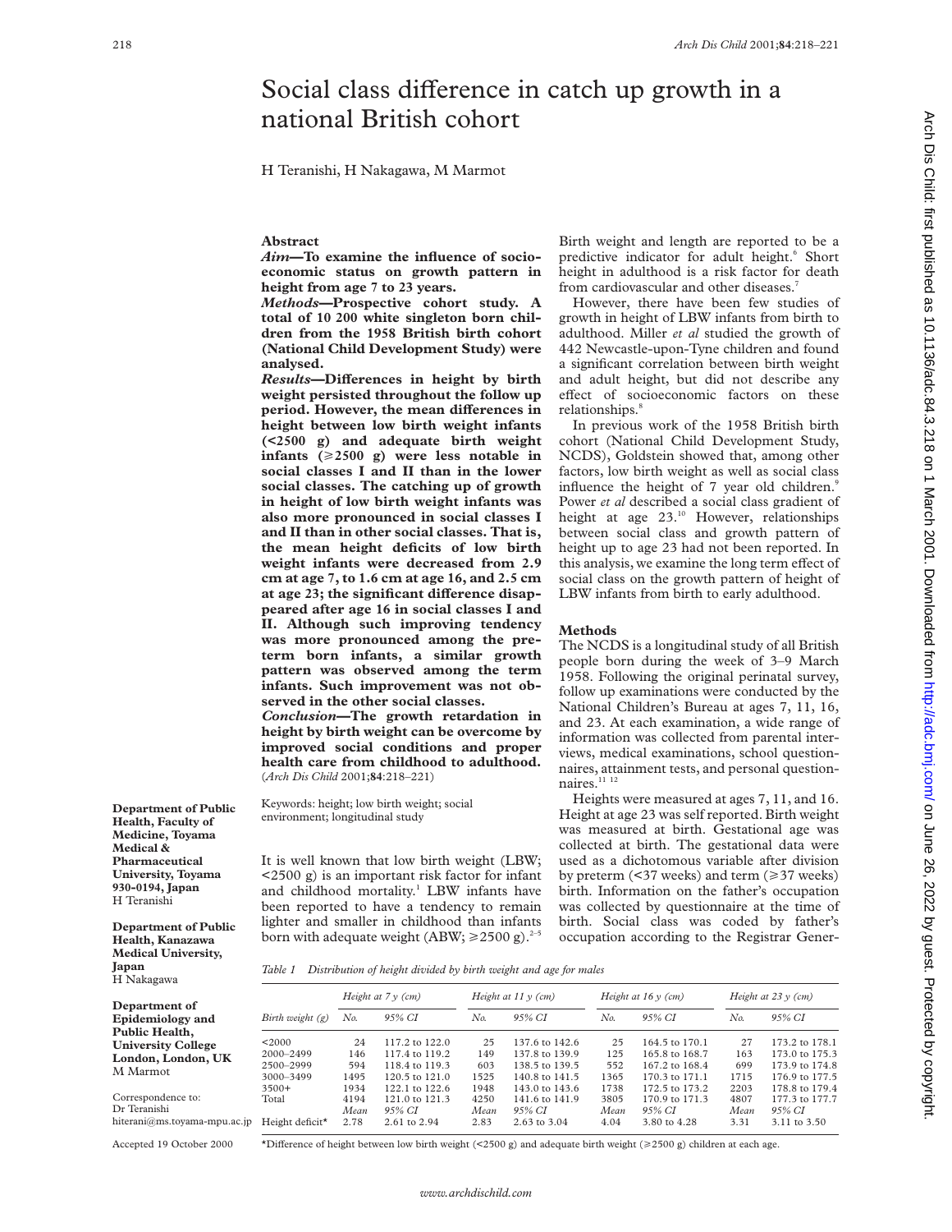# Social class difference in catch up growth in a national British cohort

H Teranishi, H Nakagawa, M Marmot

## Abstract

***Aim*—To examine the influence of socioeconomic status on growth pattern in height from age 7 to 23 years.**

***Methods*—Prospective cohort study. A total of 10 200 white singleton born children from the 1958 British birth cohort (National Child Development Study) were analysed.**

***Results*—Differences in height by birth weight persisted throughout the follow up period. However, the mean differences in height between low birth weight infants (<2500 g) and adequate birth weight infants (⩾2500 g) were less notable in social classes I and II than in the lower social classes. The catching up of growth in height of low birth weight infants was also more pronounced in social classes I and II than in other social classes. That is, the mean height deficits of low birth weight infants were decreased from 2.9 cm at age 7, to 1.6 cm at age 16, and 2.5 cm at age 23; the significant difference disappeared after age 16 in social classes I and II. Although such improving tendency was more pronounced among the preterm born infants, a similar growth pattern was observed among the term infants. Such improvement was not observed in the other social classes.**

***Conclusion*—The growth retardation in height by birth weight can be overcome by improved social conditions and proper health care from childhood to adulthood.**
(*Arch Dis Child* 2001;**84**:218–221)

Keywords: height; low birth weight; social environment; longitudinal study

**Department of Public Health, Faculty of Medicine, Toyama Medical & Pharmaceutical University, Toyama 930-0194, Japan**
H Teranishi

**Department of Public Health, Kanazawa Medical University, Japan**
H Nakagawa

**Department of Epidemiology and Public Health, University College London, London, UK**
M Marmot

Correspondence to: Dr Teranishi
hiterani@ms.toyama-mpu.ac.jp

Accepted 19 October 2000

It is well known that low birth weight (LBW; <2500 g) is an important risk factor for infant and childhood mortality.[1] LBW infants have been reported to have a tendency to remain lighter and smaller in childhood than infants born with adequate weight (ABW; ⩾2500 g).[2–5] Birth weight and length are reported to be a predictive indicator for adult height.[6] Short height in adulthood is a risk factor for death from cardiovascular and other diseases.[7]

However, there have been few studies of growth in height of LBW infants from birth to adulthood. Miller *et al* studied the growth of 442 Newcastle-upon-Tyne children and found a significant correlation between birth weight and adult height, but did not describe any effect of socioeconomic factors on these relationships.[8]

In previous work of the 1958 British birth cohort (National Child Development Study, NCDS), Goldstein showed that, among other factors, low birth weight as well as social class influence the height of 7 year old children.[9] Power *et al* described a social class gradient of height at age 23.[10] However, relationships between social class and growth pattern of height up to age 23 had not been reported. In this analysis, we examine the long term effect of social class on the growth pattern of height of LBW infants from birth to early adulthood.

## Methods

The NCDS is a longitudinal study of all British people born during the week of 3–9 March 1958. Following the original perinatal survey, follow up examinations were conducted by the National Children's Bureau at ages 7, 11, 16, and 23. At each examination, a wide range of information was collected from parental interviews, medical examinations, school questionnaires, attainment tests, and personal questionnaires.[11 12]

Heights were measured at ages 7, 11, and 16. Height at age 23 was self reported. Birth weight was measured at birth. Gestational age was collected at birth. The gestational data were used as a dichotomous variable after division by preterm (<37 weeks) and term (⩾37 weeks) birth. Information on the father's occupation was collected by questionnaire at the time of birth. Social class was coded by father's occupation according to the Registrar Gener-

*Table 1 Distribution of height divided by birth weight and age for males*

| | Height at 7 y (cm) | | Height at 11 y (cm) | | Height at 16 y (cm) | | Height at 23 y (cm) | |
|---|---|---|---|---|---|---|---|---|
| Birth weight (g) | No. | 95% CI | No. | 95% CI | No. | 95% CI | No. | 95% CI |
| <2000 | 24 | 117.2 to 122.0 | 25 | 137.6 to 142.6 | 25 | 164.5 to 170.1 | 27 | 173.2 to 178.1 |
| 2000–2499 | 146 | 117.4 to 119.2 | 149 | 137.8 to 139.9 | 125 | 165.8 to 168.7 | 163 | 173.0 to 175.3 |
| 2500–2999 | 594 | 118.4 to 119.3 | 603 | 138.5 to 139.5 | 552 | 167.2 to 168.4 | 699 | 173.9 to 174.8 |
| 3000–3499 | 1495 | 120.5 to 121.0 | 1525 | 140.8 to 141.5 | 1365 | 170.3 to 171.1 | 1715 | 176.9 to 177.5 |
| 3500+ | 1934 | 122.1 to 122.6 | 1948 | 143.0 to 143.6 | 1738 | 172.5 to 173.2 | 2203 | 178.8 to 179.4 |
| Total | 4194 | 121.0 to 121.3 | 4250 | 141.6 to 141.9 | 3805 | 170.9 to 171.3 | 4807 | 177.3 to 177.7 |
| | Mean | 95% CI | Mean | 95% CI | Mean | 95% CI | Mean | 95% CI |
| Height deficit* | 2.78 | 2.61 to 2.94 | 2.83 | 2.63 to 3.04 | 4.04 | 3.80 to 4.28 | 3.31 | 3.11 to 3.50 |

*Difference of height between low birth weight (<2500 g) and adequate birth weight (⩾2500 g) children at each age.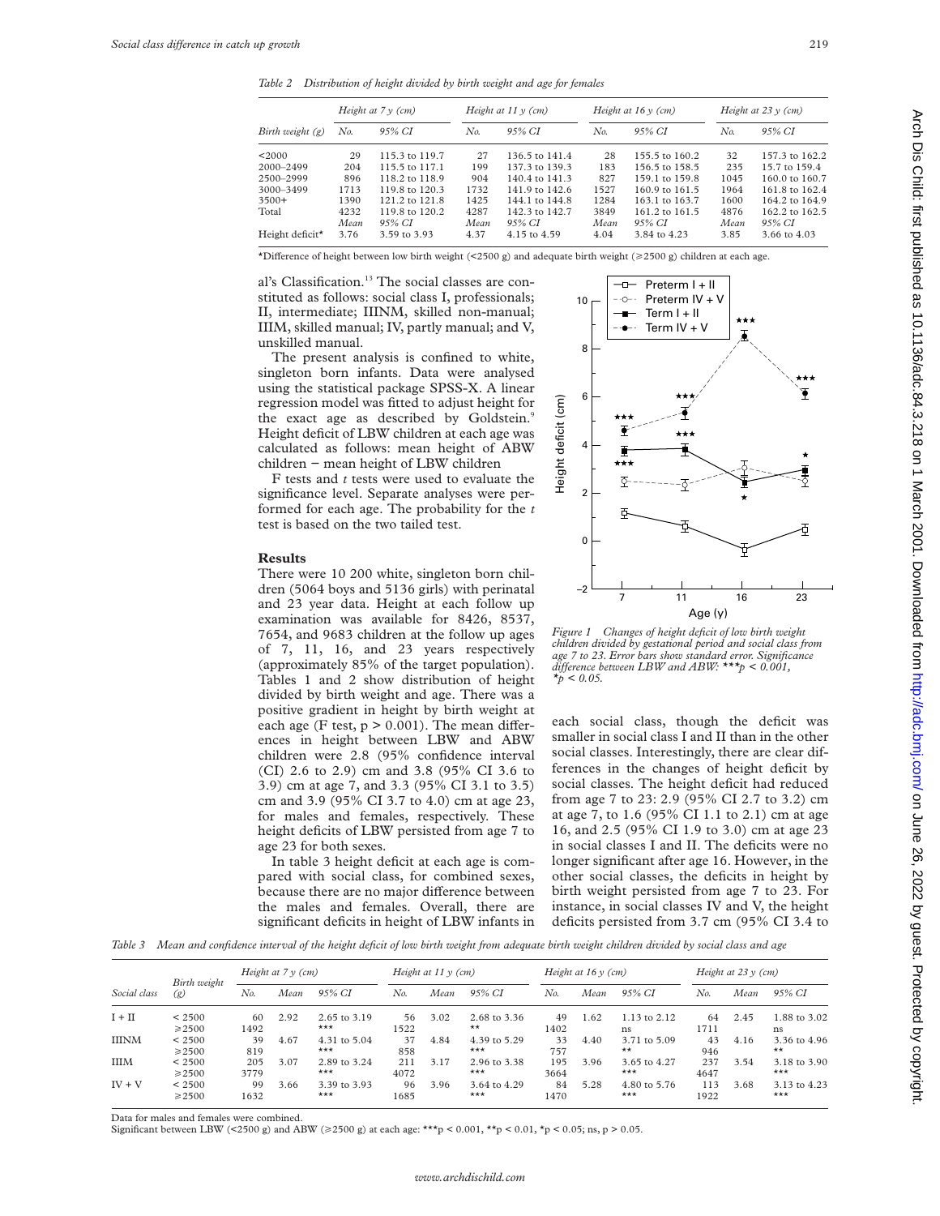*Table 2 Distribution of height divided by birth weight and age for females*

| Birth weight (g) | Height at 7 y (cm) | | Height at 11 y (cm) | | Height at 16 y (cm) | | Height at 23 y (cm) | |
|---|---|---|---|---|---|---|---|---|
| | No. | 95% CI | No. | 95% CI | No. | 95% CI | No. | 95% CI |
| <2000 | 29 | 115.3 to 119.7 | 27 | 136.5 to 141.4 | 28 | 155.5 to 160.2 | 32 | 157.3 to 162.2 |
| 2000–2499 | 204 | 115.5 to 117.1 | 199 | 137.3 to 139.3 | 183 | 156.5 to 158.5 | 235 | 15.7 to 159.4 |
| 2500–2999 | 896 | 118.2 to 118.9 | 904 | 140.4 to 141.3 | 827 | 159.1 to 159.8 | 1045 | 160.0 to 160.7 |
| 3000–3499 | 1713 | 119.8 to 120.3 | 1732 | 141.9 to 142.6 | 1527 | 160.9 to 161.5 | 1964 | 161.8 to 162.4 |
| 3500+ | 1390 | 121.2 to 121.8 | 1425 | 144.1 to 144.8 | 1284 | 163.1 to 163.7 | 1600 | 164.2 to 164.9 |
| Total | 4232 | 119.8 to 120.2 | 4287 | 142.3 to 142.7 | 3849 | 161.2 to 161.5 | 4876 | 162.2 to 162.5 |
| | Mean | 95% CI | Mean | 95% CI | Mean | 95% CI | Mean | 95% CI |
| Height deficit* | 3.76 | 3.59 to 3.93 | 4.37 | 4.15 to 4.59 | 4.04 | 3.84 to 4.23 | 3.85 | 3.66 to 4.03 |

*Difference of height between low birth weight (<2500 g) and adequate birth weight (≥2500 g) children at each age.

al's Classification.[13] The social classes are constituted as follows: social class I, professionals; II, intermediate; IIINM, skilled non-manual; IIIM, skilled manual; IV, partly manual; and V, unskilled manual.

The present analysis is confined to white, singleton born infants. Data were analysed using the statistical package SPSS-X. A linear regression model was fitted to adjust height for the exact age as described by Goldstein.[9] Height deficit of LBW children at each age was calculated as follows: mean height of ABW children − mean height of LBW children

F tests and *t* tests were used to evaluate the significance level. Separate analyses were performed for each age. The probability for the *t* test is based on the two tailed test.

## Results

There were 10 200 white, singleton born children (5064 boys and 5136 girls) with perinatal and 23 year data. Height at each follow up examination was available for 8426, 8537, 7654, and 9683 children at the follow up ages of 7, 11, 16, and 23 years respectively (approximately 85% of the target population). Tables 1 and 2 show distribution of height divided by birth weight and age. There was a positive gradient in height by birth weight at each age (F test, p > 0.001). The mean differences in height between LBW and ABW children were 2.8 (95% confidence interval (CI) 2.6 to 2.9) cm and 3.8 (95% CI 3.6 to 3.9) cm at age 7, and 3.3 (95% CI 3.1 to 3.5) cm and 3.9 (95% CI 3.7 to 4.0) cm at age 23, for males and females, respectively. These height deficits of LBW persisted from age 7 to age 23 for both sexes.

In table 3 height deficit at each age is compared with social class, for combined sexes, because there are no major difference between the males and females. Overall, there are significant deficits in height of LBW infants in each social class, though the deficit was smaller in social class I and II than in the other social classes. Interestingly, there are clear differences in the changes of height deficit by social classes. The height deficit had reduced from age 7 to 23: 2.9 (95% CI 2.7 to 3.2) cm at age 7, to 1.6 (95% CI 1.1 to 2.1) cm at age 16, and 2.5 (95% CI 1.9 to 3.0) cm at age 23 in social classes I and II. The deficits were no longer significant after age 16. However, in the other social classes, the deficits in height by birth weight persisted from age 7 to 23. For instance, in social classes IV and V, the height deficits persisted from 3.7 cm (95% CI 3.4 to

*Figure 1 Changes of height deficit of low birth weight children divided by gestational period and social class from age 7 to 23. Error bars show standard error. Significance difference between LBW and ABW: ***p < 0.001, *p < 0.05.*

*Table 3 Mean and confidence interval of the height deficit of low birth weight from adequate birth weight children divided by social class and age*

| Social class | Birth weight (g) | Height at 7 y (cm) | | | Height at 11 y (cm) | | | Height at 16 y (cm) | | | Height at 23 y (cm) | | |
|---|---|---|---|---|---|---|---|---|---|---|---|---|---|
| | | No. | Mean | 95% CI | No. | Mean | 95% CI | No. | Mean | 95% CI | No. | Mean | 95% CI |
| I + II | < 2500 | 60 | 2.92 | 2.65 to 3.19 | 56 | 3.02 | 2.68 to 3.36 | 49 | 1.62 | 1.13 to 2.12 | 64 | 2.45 | 1.88 to 3.02 |
| | ≥2500 | 1492 | | *** | 1522 | | ** | 1402 | | ns | 1711 | | ns |
| IIINM | < 2500 | 39 | 4.67 | 4.31 to 5.04 | 37 | 4.84 | 4.39 to 5.29 | 33 | 4.40 | 3.71 to 5.09 | 43 | 4.16 | 3.36 to 4.96 |
| | ≥2500 | 819 | | *** | 858 | | *** | 757 | | ** | 946 | | ** |
| IIIM | < 2500 | 205 | 3.07 | 2.89 to 3.24 | 211 | 3.17 | 2.96 to 3.38 | 195 | 3.96 | 3.65 to 4.27 | 237 | 3.54 | 3.18 to 3.90 |
| | ≥2500 | 3779 | | *** | 4072 | | *** | 3664 | | *** | 4647 | | *** |
| IV + V | < 2500 | 99 | 3.66 | 3.39 to 3.93 | 96 | 3.96 | 3.64 to 4.29 | 84 | 5.28 | 4.80 to 5.76 | 113 | 3.68 | 3.13 to 4.23 |
| | ≥2500 | 1632 | | *** | 1685 | | *** | 1470 | | *** | 1922 | | *** |

Data for males and females were combined.
Significant between LBW (<2500 g) and ABW (≥2500 g) at each age: ***p < 0.001, **p < 0.01, *p < 0.05; ns, p > 0.05.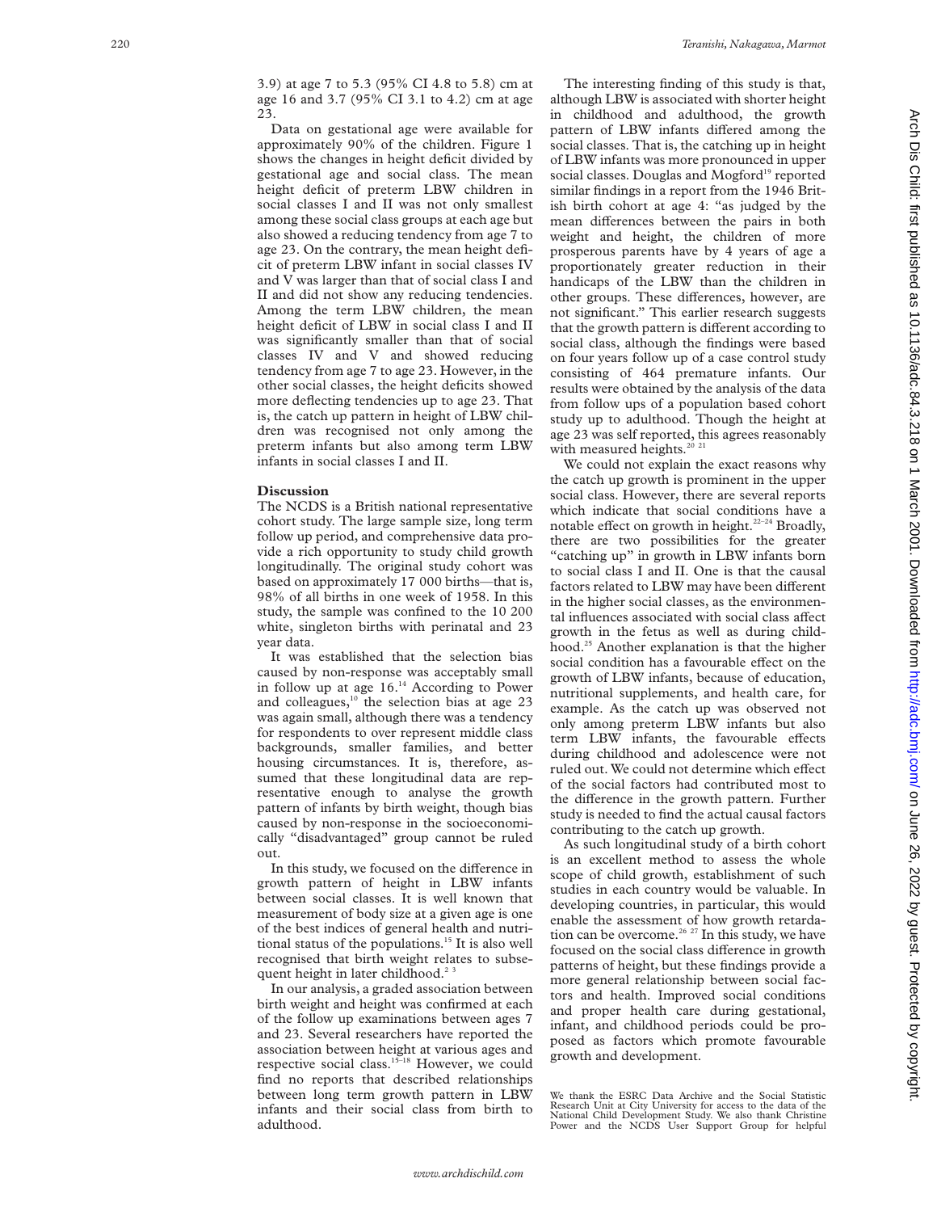3.9) at age 7 to 5.3 (95% CI 4.8 to 5.8) cm at age 16 and 3.7 (95% CI 3.1 to 4.2) cm at age 23.

Data on gestational age were available for approximately 90% of the children. Figure 1 shows the changes in height deficit divided by gestational age and social class. The mean height deficit of preterm LBW children in social classes I and II was not only smallest among these social class groups at each age but also showed a reducing tendency from age 7 to age 23. On the contrary, the mean height deficit of preterm LBW infant in social classes IV and V was larger than that of social class I and II and did not show any reducing tendencies. Among the term LBW children, the mean height deficit of LBW in social class I and II was significantly smaller than that of social classes IV and V and showed reducing tendency from age 7 to age 23. However, in the other social classes, the height deficits showed more deflecting tendencies up to age 23. That is, the catch up pattern in height of LBW children was recognised not only among the preterm infants but also among term LBW infants in social classes I and II.

## Discussion

The NCDS is a British national representative cohort study. The large sample size, long term follow up period, and comprehensive data provide a rich opportunity to study child growth longitudinally. The original study cohort was based on approximately 17 000 births—that is, 98% of all births in one week of 1958. In this study, the sample was confined to the 10 200 white, singleton births with perinatal and 23 year data.

It was established that the selection bias caused by non-response was acceptably small in follow up at age 16.[14] According to Power and colleagues,[10] the selection bias at age 23 was again small, although there was a tendency for respondents to over represent middle class backgrounds, smaller families, and better housing circumstances. It is, therefore, assumed that these longitudinal data are representative enough to analyse the growth pattern of infants by birth weight, though bias caused by non-response in the socioeconomically "disadvantaged" group cannot be ruled out.

In this study, we focused on the difference in growth pattern of height in LBW infants between social classes. It is well known that measurement of body size at a given age is one of the best indices of general health and nutritional status of the populations.[15] It is also well recognised that birth weight relates to subsequent height in later childhood.[2 3]

In our analysis, a graded association between birth weight and height was confirmed at each of the follow up examinations between ages 7 and 23. Several researchers have reported the association between height at various ages and respective social class.[15–18] However, we could find no reports that described relationships between long term growth pattern in LBW infants and their social class from birth to adulthood.

The interesting finding of this study is that, although LBW is associated with shorter height in childhood and adulthood, the growth pattern of LBW infants differed among the social classes. That is, the catching up in height of LBW infants was more pronounced in upper social classes. Douglas and Mogford[19] reported similar findings in a report from the 1946 British birth cohort at age 4: "as judged by the mean differences between the pairs in both weight and height, the children of more prosperous parents have by 4 years of age a proportionately greater reduction in their handicaps of the LBW than the children in other groups. These differences, however, are not significant." This earlier research suggests that the growth pattern is different according to social class, although the findings were based on four years follow up of a case control study consisting of 464 premature infants. Our results were obtained by the analysis of the data from follow ups of a population based cohort study up to adulthood. Though the height at age 23 was self reported, this agrees reasonably with measured heights.[20 21]

We could not explain the exact reasons why the catch up growth is prominent in the upper social class. However, there are several reports which indicate that social conditions have a notable effect on growth in height.[22–24] Broadly, there are two possibilities for the greater "catching up" in growth in LBW infants born to social class I and II. One is that the causal factors related to LBW may have been different in the higher social classes, as the environmental influences associated with social class affect growth in the fetus as well as during childhood.[25] Another explanation is that the higher social condition has a favourable effect on the growth of LBW infants, because of education, nutritional supplements, and health care, for example. As the catch up was observed not only among preterm LBW infants but also term LBW infants, the favourable effects during childhood and adolescence were not ruled out. We could not determine which effect of the social factors had contributed most to the difference in the growth pattern. Further study is needed to find the actual causal factors contributing to the catch up growth.

As such longitudinal study of a birth cohort is an excellent method to assess the whole scope of child growth, establishment of such studies in each country would be valuable. In developing countries, in particular, this would enable the assessment of how growth retardation can be overcome.[26 27] In this study, we have focused on the social class difference in growth patterns of height, but these findings provide a more general relationship between social factors and health. Improved social conditions and proper health care during gestational, infant, and childhood periods could be proposed as factors which promote favourable growth and development.

We thank the ESRC Data Archive and the Social Statistic Research Unit at City University for access to the data of the National Child Development Study. We also thank Christine Power and the NCDS User Support Group for helpful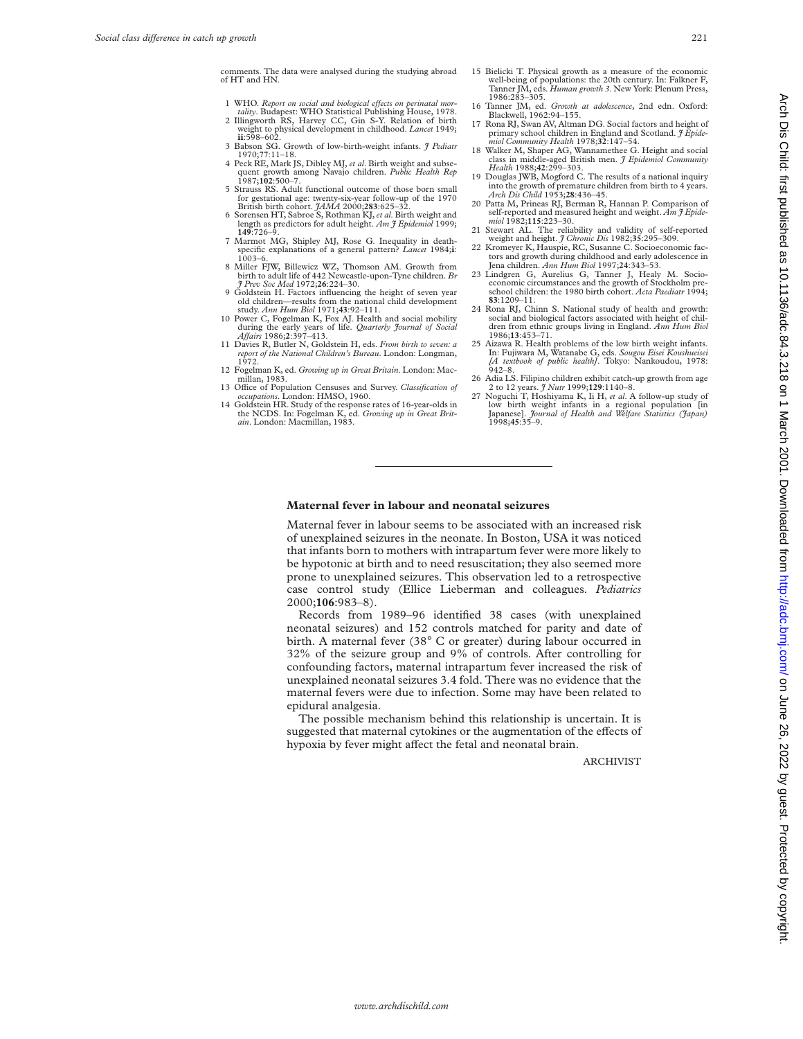comments. The data were analysed during the studying abroad of HT and HN.

1 WHO. *Report on social and biological effects on perinatal mortality*. Budapest: WHO Statistical Publishing House, 1978.
2 Illingworth RS, Harvey CC, Gin S-Y. Relation of birth weight to physical development in childhood. *Lancet* 1949; **ii**:598–602.
3 Babson SG. Growth of low-birth-weight infants. *J Pediatr* 1970;**77**:11–18.
4 Peck RE, Mark JS, Dibley MJ, *et al*. Birth weight and subsequent growth among Navajo children. *Public Health Rep* 1987;**102**:500–7.
5 Strauss RS. Adult functional outcome of those born small for gestational age: twenty-six-year follow-up of the 1970 British birth cohort. *JAMA* 2000;**283**:625–32.
6 Sorensen HT, Sabroe S, Rothman KJ, *et al*. Birth weight and length as predictors for adult height. *Am J Epidemiol* 1999; **149**:726–9.
7 Marmot MG, Shipley MJ, Rose G. Inequality in death-specific explanations of a general pattern? *Lancet* 1984;**i**: 1003–6.
8 Miller FJW, Billewicz WZ, Thomson AM. Growth from birth to adult life of 442 Newcastle-upon-Tyne children. *Br J Prev Soc Med* 1972;**26**:224–30.
9 Goldstein H. Factors influencing the height of seven year old children—results from the national child development study. *Ann Hum Biol* 1971;**43**:92–111.
10 Power C, Fogelman K, Fox AJ. Health and social mobility during the early years of life. *Quarterly Journal of Social Affairs* 1986;**2**:397–413.
11 Davies R, Butler N, Goldstein H, eds. *From birth to seven: a report of the National Children's Bureau*. London: Longman, 1972.
12 Fogelman K, ed. *Growing up in Great Britain*. London: Macmillan, 1983.
13 Office of Population Censuses and Survey. *Classification of occupations*. London: HMSO, 1960.
14 Goldstein HR. Study of the response rates of 16-year-olds in the NCDS. In: Fogelman K, ed. *Growing up in Great Britain*. London: Macmillan, 1983.
15 Bielicki T. Physical growth as a measure of the economic well-being of populations: the 20th century. In: Falkner F, Tanner JM, eds. *Human growth 3*. New York: Plenum Press, 1986:283–305.
16 Tanner JM, ed. *Growth at adolescence*, 2nd edn. Oxford: Blackwell, 1962:94–155.
17 Rona RJ, Swan AV, Altman DG. Social factors and height of primary school children in England and Scotland. *J Epidemiol Community Health* 1978;**32**:147–54.
18 Walker M, Shaper AG, Wannamethee G. Height and social class in middle-aged British men. *J Epidemiol Community Health* 1988;**42**:299–303.
19 Douglas JWB, Mogford C. The results of a national inquiry into the growth of premature children from birth to 4 years. *Arch Dis Child* 1953;**28**:436–45.
20 Patta M, Prineas RJ, Berman R, Hannan P. Comparison of self-reported and measured height and weight. *Am J Epidemiol* 1982;**115**:223–30.
21 Stewart AL. The reliability and validity of self-reported weight and height. *J Chronic Dis* 1982;**35**:295–309.
22 Kromeyer K, Hauspie, RC, Susanne C. Socioeconomic factors and growth during childhood and early adolescence in Jena children. *Ann Hum Biol* 1997;**24**:343–53.
23 Lindgren G, Aurelius G, Tanner J, Healy M. Socioeconomic circumstances and the growth of Stockholm preschool children: the 1980 birth cohort. *Acta Paediatr* 1994; **83**:1209–11.
24 Rona RJ, Chinn S. National study of health and growth: social and biological factors associated with height of children from ethnic groups living in England. *Ann Hum Biol* 1986;**13**:453–71.
25 Aizawa R. Health problems of the low birth weight infants. In: Fujiwara M, Watanabe G, eds. *Sougou Eisei Koushueisei [A textbook of public health]*. Tokyo: Nankoudou, 1978: 942–8.
26 Adia LS. Filipino children exhibit catch-up growth from age 2 to 12 years. *J Nutr* 1999;**129**:1140–8.
27 Noguchi T, Hoshiyama K, Ii H, *et al*. A follow-up study of low birth weight infants in a regional population [in Japanese]. *Journal of Health and Welfare Statistics (Japan)* 1998;**45**:35–9.

---

## Maternal fever in labour and neonatal seizures

Maternal fever in labour seems to be associated with an increased risk of unexplained seizures in the neonate. In Boston, USA it was noticed that infants born to mothers with intrapartum fever were more likely to be hypotonic at birth and to need resuscitation; they also seemed more prone to unexplained seizures. This observation led to a retrospective case control study (Ellice Lieberman and colleagues. *Pediatrics* 2000;**106**:983–8).

Records from 1989–96 identified 38 cases (with unexplained neonatal seizures) and 152 controls matched for parity and date of birth. A maternal fever (38° C or greater) during labour occurred in 32% of the seizure group and 9% of controls. After controlling for confounding factors, maternal intrapartum fever increased the risk of unexplained neonatal seizures 3.4 fold. There was no evidence that the maternal fevers were due to infection. Some may have been related to epidural analgesia.

The possible mechanism behind this relationship is uncertain. It is suggested that maternal cytokines or the augmentation of the effects of hypoxia by fever might affect the fetal and neonatal brain.

ARCHIVIST